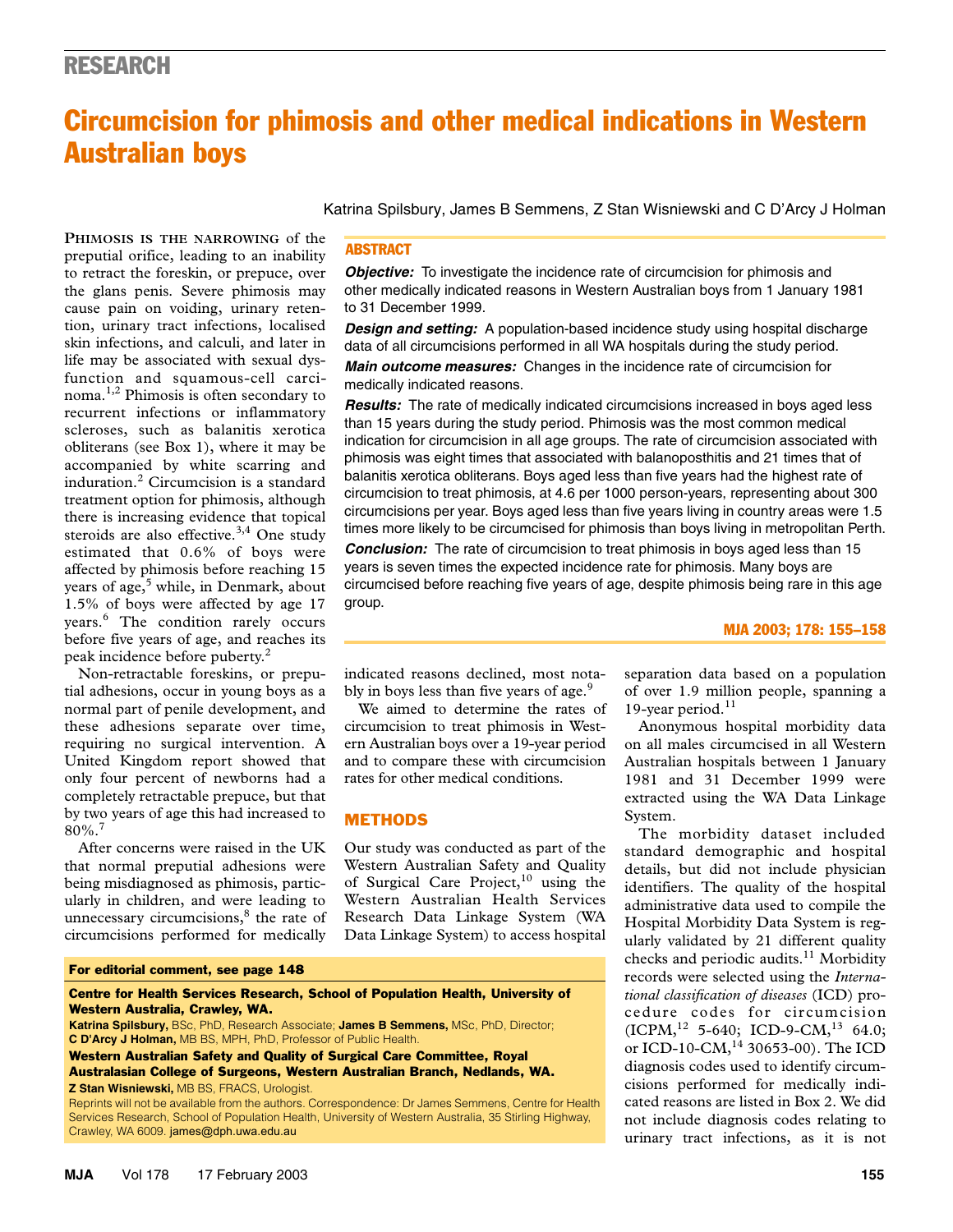RESEARCH

# Circumcision for phimosis and other medical indications in Western Australian boys

Katrina Spilsbury, James B Semmens, Z Stan Wisniewski and C D'Arcy J Holman

## ABSTRACT

***Objective:*** To investigate the incidence rate of circumcision for phimosis and other medically indicated reasons in Western Australian boys from 1 January 1981 to 31 December 1999.

***Design and setting:*** A population-based incidence study using hospital discharge data of all circumcisions performed in all WA hospitals during the study period.

***Main outcome measures:*** Changes in the incidence rate of circumcision for medically indicated reasons.

***Results:*** The rate of medically indicated circumcisions increased in boys aged less than 15 years during the study period. Phimosis was the most common medical indication for circumcision in all age groups. The rate of circumcision associated with phimosis was eight times that associated with balanoposthitis and 21 times that of balanitis xerotica obliterans. Boys aged less than five years had the highest rate of circumcision to treat phimosis, at 4.6 per 1000 person-years, representing about 300 circumcisions per year. Boys aged less than five years living in country areas were 1.5 times more likely to be circumcised for phimosis than boys living in metropolitan Perth.

***Conclusion:*** The rate of circumcision to treat phimosis in boys aged less than 15 years is seven times the expected incidence rate for phimosis. Many boys are circumcised before reaching five years of age, despite phimosis being rare in this age group.

**Phimosis is the narrowing** of the preputial orifice, leading to an inability to retract the foreskin, or prepuce, over the glans penis. Severe phimosis may cause pain on voiding, urinary retention, urinary tract infections, localised skin infections, and calculi, and later in life may be associated with sexual dysfunction and squamous-cell carcinoma.[1,2] Phimosis is often secondary to recurrent infections or inflammatory scleroses, such as balanitis xerotica obliterans (see Box 1), where it may be accompanied by white scarring and induration.[2] Circumcision is a standard treatment option for phimosis, although there is increasing evidence that topical steroids are also effective.[3,4] One study estimated that 0.6% of boys were affected by phimosis before reaching 15 years of age,[5] while, in Denmark, about 1.5% of boys were affected by age 17 years.[6] The condition rarely occurs before five years of age, and reaches its peak incidence before puberty.[2]

Non-retractable foreskins, or preputial adhesions, occur in young boys as a normal part of penile development, and these adhesions separate over time, requiring no surgical intervention. A United Kingdom report showed that only four percent of newborns had a completely retractable prepuce, but that by two years of age this had increased to 80%.[7]

After concerns were raised in the UK that normal preputial adhesions were being misdiagnosed as phimosis, particularly in children, and were leading to unnecessary circumcisions,[8] the rate of circumcisions performed for medically indicated reasons declined, most notably in boys less than five years of age.[9]

We aimed to determine the rates of circumcision to treat phimosis in Western Australian boys over a 19-year period and to compare these with circumcision rates for other medical conditions.

## METHODS

Our study was conducted as part of the Western Australian Safety and Quality of Surgical Care Project,[10] using the Western Australian Health Services Research Data Linkage System (WA Data Linkage System) to access hospital separation data based on a population of over 1.9 million people, spanning a 19-year period.[11]

Anonymous hospital morbidity data on all males circumcised in all Western Australian hospitals between 1 January 1981 and 31 December 1999 were extracted using the WA Data Linkage System.

The morbidity dataset included standard demographic and hospital details, but did not include physician identifiers. The quality of the hospital administrative data used to compile the Hospital Morbidity Data System is regularly validated by 21 different quality checks and periodic audits.[11] Morbidity records were selected using the *International classification of diseases* (ICD) procedure codes for circumcision (ICPM,[12] 5-640; ICD-9-CM,[13] 64.0; or ICD-10-CM,[14] 30653-00). The ICD diagnosis codes used to identify circumcisions performed for medically indicated reasons are listed in Box 2. We did not include diagnosis codes relating to urinary tract infections, as it is not

**For editorial comment, see page 148**

**Centre for Health Services Research, School of Population Health, University of Western Australia, Crawley, WA.**
**Katrina Spilsbury,** BSc, PhD, Research Associate; **James B Semmens,** MSc, PhD, Director; **C D'Arcy J Holman,** MB BS, MPH, PhD, Professor of Public Health.
**Western Australian Safety and Quality of Surgical Care Committee, Royal Australasian College of Surgeons, Western Australian Branch, Nedlands, WA.**
**Z Stan Wisniewski,** MB BS, FRACS, Urologist.
Reprints will not be available from the authors. Correspondence: Dr James Semmens, Centre for Health Services Research, School of Population Health, University of Western Australia, 35 Stirling Highway, Crawley, WA 6009. james@dph.uwa.edu.au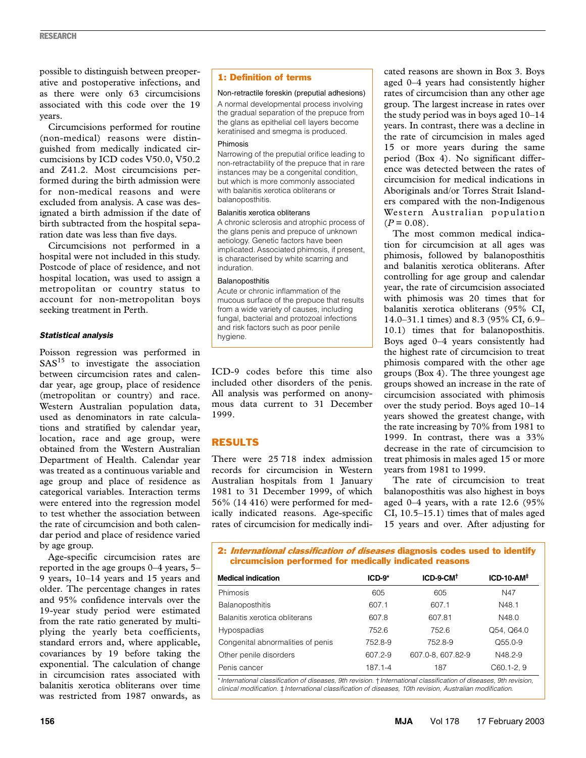possible to distinguish between preoperative and postoperative infections, and as there were only 63 circumcisions associated with this code over the 19 years.

Circumcisions performed for routine (non-medical) reasons were distinguished from medically indicated circumcisions by ICD codes V50.0, V50.2 and Z41.2. Most circumcisions performed during the birth admission were for non-medical reasons and were excluded from analysis. A case was designated a birth admission if the date of birth subtracted from the hospital separation date was less than five days.

Circumcisions not performed in a hospital were not included in this study. Postcode of place of residence, and not hospital location, was used to assign a metropolitan or country status to account for non-metropolitan boys seeking treatment in Perth.

#### *Statistical analysis*

Poisson regression was performed in SAS[15] to investigate the association between circumcision rates and calendar year, age group, place of residence (metropolitan or country) and race. Western Australian population data, used as denominators in rate calculations and stratified by calendar year, location, race and age group, were obtained from the Western Australian Department of Health. Calendar year was treated as a continuous variable and age group and place of residence as categorical variables. Interaction terms were entered into the regression model to test whether the association between the rate of circumcision and both calendar period and place of residence varied by age group.

Age-specific circumcision rates are reported in the age groups 0–4 years, 5–9 years, 10–14 years and 15 years and older. The percentage changes in rates and 95% confidence intervals over the 19-year study period were estimated from the rate ratio generated by multiplying the yearly beta coefficients, standard errors and, where applicable, covariances by 19 before taking the exponential. The calculation of change in circumcision rates associated with balanitis xerotica obliterans over time was restricted from 1987 onwards, as ICD-9 codes before this time also included other disorders of the penis. All analysis was performed on anonymous data current to 31 December 1999.

### 1: Definition of terms

**Non-retractile foreskin (preputial adhesions)**
A normal developmental process involving the gradual separation of the prepuce from the glans as epithelial cell layers become keratinised and smegma is produced.

**Phimosis**
Narrowing of the preputial orifice leading to non-retractability of the prepuce that in rare instances may be a congenital condition, but which is more commonly associated with balanitis xerotica obliterans or balanoposthitis.

**Balanitis xerotica obliterans**
A chronic sclerosis and atrophic process of the glans penis and prepuce of unknown aetiology. Genetic factors have been implicated. Associated phimosis, if present, is characterised by white scarring and induration.

**Balanoposthitis**
Acute or chronic inflammation of the mucous surface of the prepuce that results from a wide variety of causes, including fungal, bacterial and protozoal infections and risk factors such as poor penile hygiene.

## RESULTS

There were 25 718 index admission records for circumcision in Western Australian hospitals from 1 January 1981 to 31 December 1999, of which 56% (14 416) were performed for medically indicated reasons. Age-specific rates of circumcision for medically indicated reasons are shown in Box 3. Boys aged 0–4 years had consistently higher rates of circumcision than any other age group. The largest increase in rates over the study period was in boys aged 10–14 years. In contrast, there was a decline in the rate of circumcision in males aged 15 or more years during the same period (Box 4). No significant difference was detected between the rates of circumcision for medical indications in Aboriginals and/or Torres Strait Islanders compared with the non-Indigenous Western Australian population ($P = 0.08$).

The most common medical indication for circumcision at all ages was phimosis, followed by balanoposthitis and balanitis xerotica obliterans. After controlling for age group and calendar year, the rate of circumcision associated with phimosis was 20 times that for balanitis xerotica obliterans (95% CI, 14.0–31.1 times) and 8.3 (95% CI, 6.9–10.1) times that for balanoposthitis. Boys aged 0–4 years consistently had the highest rate of circumcision to treat phimosis compared with the other age groups (Box 4). The three youngest age groups showed an increase in the rate of circumcision associated with phimosis over the study period. Boys aged 10–14 years showed the greatest change, with the rate increasing by 70% from 1981 to 1999. In contrast, there was a 33% decrease in the rate of circumcision to treat phimosis in males aged 15 or more years from 1981 to 1999.

The rate of circumcision to treat balanoposthitis was also highest in boys aged 0–4 years, with a rate 12.6 (95% CI, 10.5–15.1) times that of males aged 15 years and over. After adjusting for

### 2: *International classification of diseases* diagnosis codes used to identify circumcision performed for medically indicated reasons

| Medical indication | ICD-9* | ICD-9-CM† | ICD-10-AM‡ |
|---|---|---|---|
| Phimosis | 605 | 605 | N47 |
| Balanoposthitis | 607.1 | 607.1 | N48.1 |
| Balanitis xerotica obliterans | 607.8 | 607.81 | N48.0 |
| Hypospadias | 752.6 | 752.6 | Q54, Q64.0 |
| Congenital abnormalities of penis | 752.8-9 | 752.8-9 | Q55.0-9 |
| Other penile disorders | 607.2-9 | 607.0-8, 607.82-9 | N48.2-9 |
| Penis cancer | 187.1-4 | 187 | C60.1-2, 9 |

\* *International classification of diseases, 9th revision.* † *International classification of diseases, 9th revision, clinical modification.* ‡ *International classification of diseases, 10th revision, Australian modification.*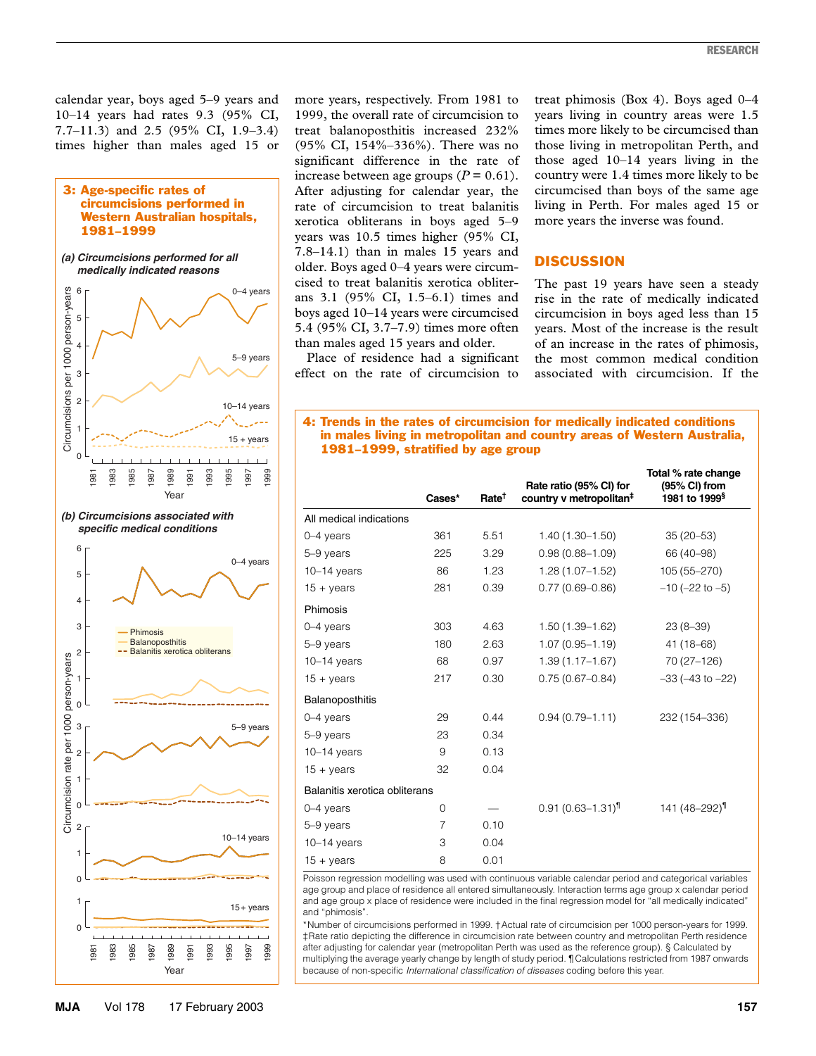calendar year, boys aged 5–9 years and 10–14 years had rates 9.3 (95% CI, 7.7–11.3) and 2.5 (95% CI, 1.9–3.4) times higher than males aged 15 or more years, respectively. From 1981 to 1999, the overall rate of circumcision to treat balanoposthitis increased 232% (95% CI, 154%–336%). There was no significant difference in the rate of increase between age groups ($P = 0.61$). After adjusting for calendar year, the rate of circumcision to treat balanitis xerotica obliterans in boys aged 5–9 years was 10.5 times higher (95% CI, 7.8–14.1) than in males 15 years and older. Boys aged 0–4 years were circumcised to treat balanitis xerotica obliterans 3.1 (95% CI, 1.5–6.1) times and boys aged 10–14 years were circumcised 5.4 (95% CI, 3.7–7.9) times more often than males aged 15 years and older.

Place of residence had a significant effect on the rate of circumcision to treat phimosis (Box 4). Boys aged 0–4 years living in country areas were 1.5 times more likely to be circumcised than those living in metropolitan Perth, and those aged 10–14 years living in the country were 1.4 times more likely to be circumcised than boys of the same age living in Perth. For males aged 15 or more years the inverse was found.

**3: Age-specific rates of circumcisions performed in Western Australian hospitals, 1981–1999**

*(a) Circumcisions performed for all medically indicated reasons*

*(b) Circumcisions associated with specific medical conditions*

## DISCUSSION

The past 19 years have seen a steady rise in the rate of medically indicated circumcision in boys aged less than 15 years. Most of the increase is the result of an increase in the rates of phimosis, the most common medical condition associated with circumcision. If the

**4: Trends in the rates of circumcision for medically indicated conditions in males living in metropolitan and country areas of Western Australia, 1981–1999, stratified by age group**

| | Cases* | Rate† | Rate ratio (95% CI) for country v metropolitan‡ | Total % rate change (95% CI) from 1981 to 1999§ |
|---|---|---|---|---|
| All medical indications | | | | |
| 0–4 years | 361 | 5.51 | 1.40 (1.30–1.50) | 35 (20–53) |
| 5–9 years | 225 | 3.29 | 0.98 (0.88–1.09) | 66 (40–98) |
| 10–14 years | 86 | 1.23 | 1.28 (1.07–1.52) | 105 (55–270) |
| 15 + years | 281 | 0.39 | 0.77 (0.69–0.86) | –10 (–22 to –5) |
| Phimosis | | | | |
| 0–4 years | 303 | 4.63 | 1.50 (1.39–1.62) | 23 (8–39) |
| 5–9 years | 180 | 2.63 | 1.07 (0.95–1.19) | 41 (18–68) |
| 10–14 years | 68 | 0.97 | 1.39 (1.17–1.67) | 70 (27–126) |
| 15 + years | 217 | 0.30 | 0.75 (0.67–0.84) | –33 (–43 to –22) |
| Balanoposthitis | | | | |
| 0–4 years | 29 | 0.44 | 0.94 (0.79–1.11) | 232 (154–336) |
| 5–9 years | 23 | 0.34 | | |
| 10–14 years | 9 | 0.13 | | |
| 15 + years | 32 | 0.04 | | |
| Balanitis xerotica obliterans | | | | |
| 0–4 years | 0 | — | 0.91 (0.63–1.31)¶ | 141 (48–292)¶ |
| 5–9 years | 7 | 0.10 | | |
| 10–14 years | 3 | 0.04 | | |
| 15 + years | 8 | 0.01 | | |

Poisson regression modelling was used with continuous variable calendar period and categorical variables age group and place of residence all entered simultaneously. Interaction terms age group x calendar period and age group x place of residence were included in the final regression model for "all medically indicated" and "phimosis".

*Number of circumcisions performed in 1999. †Actual rate of circumcision per 1000 person-years for 1999. ‡Rate ratio depicting the difference in circumcision rate between country and metropolitan Perth residence after adjusting for calendar year (metropolitan Perth was used as the reference group). § Calculated by multiplying the average yearly change by length of study period. ¶Calculations restricted from 1987 onwards because of non-specific *International classification of diseases* coding before this year.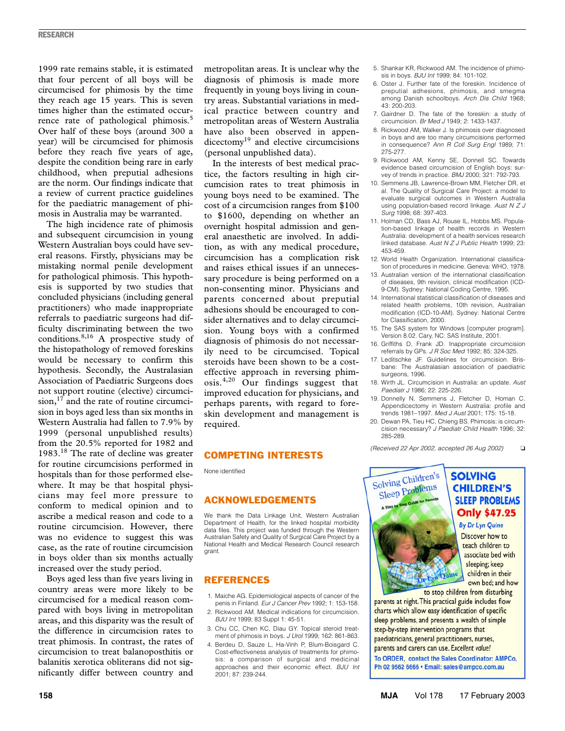1999 rate remains stable, it is estimated that four percent of all boys will be circumcised for phimosis by the time they reach age 15 years. This is seven times higher than the estimated occurrence rate of pathological phimosis.[5] Over half of these boys (around 300 a year) will be circumcised for phimosis before they reach five years of age, despite the condition being rare in early childhood, when preputial adhesions are the norm. Our findings indicate that a review of current practice guidelines for the paediatric management of phimosis in Australia may be warranted.

The high incidence rate of phimosis and subsequent circumcision in young Western Australian boys could have several reasons. Firstly, physicians may be mistaking normal penile development for pathological phimosis. This hypothesis is supported by two studies that concluded physicians (including general practitioners) who made inappropriate referrals to paediatric surgeons had difficulty discriminating between the two conditions.[8,16] A prospective study of the histopathology of removed foreskins would be necessary to confirm this hypothesis. Secondly, the Australasian Association of Paediatric Surgeons does not support routine (elective) circumcision,[17] and the rate of routine circumcision in boys aged less than six months in Western Australia had fallen to 7.9% by 1999 (personal unpublished results) from the 20.5% reported for 1982 and 1983.[18] The rate of decline was greater for routine circumcisions performed in hospitals than for those performed elsewhere. It may be that hospital physicians may feel more pressure to conform to medical opinion and to ascribe a medical reason and code to a routine circumcision. However, there was no evidence to suggest this was the case, as the rate of routine circumcision in boys older than six months actually increased over the study period.

Boys aged less than five years living in country areas were more likely to be circumcised for a medical reason compared with boys living in metropolitan areas, and this disparity was the result of the difference in circumcision rates to treat phimosis. In contrast, the rates of circumcision to treat balanoposthitis or balanitis xerotica obliterans did not significantly differ between country and metropolitan areas. It is unclear why the diagnosis of phimosis is made more frequently in young boys living in country areas. Substantial variations in medical practice between country and metropolitan areas of Western Australia have also been observed in appendicectomy[19] and elective circumcisions (personal unpublished data).

In the interests of best medical practice, the factors resulting in high circumcision rates to treat phimosis in young boys need to be examined. The cost of a circumcision ranges from $100 to $1600, depending on whether an overnight hospital admission and general anaesthetic are involved. In addition, as with any medical procedure, circumcision has a complication risk and raises ethical issues if an unnecessary procedure is being performed on a non-consenting minor. Physicians and parents concerned about preputial adhesions should be encouraged to consider alternatives and to delay circumcision. Young boys with a confirmed diagnosis of phimosis do not necessarily need to be circumcised. Topical steroids have been shown to be a cost-effective approach in reversing phimosis.[4,20] Our findings suggest that improved education for physicians, and perhaps parents, with regard to foreskin development and management is required.

## COMPETING INTERESTS

None identified

## ACKNOWLEDGEMENTS

We thank the Data Linkage Unit, Western Australian Department of Health, for the linked hospital morbidity data files. This project was funded through the Western Australian Safety and Quality of Surgical Care Project by a National Health and Medical Research Council research grant.

## REFERENCES

1. Maiche AG. Epidemiological aspects of cancer of the penis in Finland. *Eur J Cancer Prev* 1992; 1: 153-158.
2. Rickwood AM. Medical indications for circumcision. *BJU Int* 1999; 83 Suppl 1: 45-51.
3. Chu CC, Chen KC, Diau GY. Topical steroid treatment of phimosis in boys. *J Urol* 1999; 162: 861-863.
4. Berdeu D, Sauze L, Ha-Vinh P, Blum-Boisgard C. Cost-effectiveness analysis of treatments for phimosis: a comparison of surgical and medicinal approaches and their economic effect. *BJU Int* 2001; 87: 239-244.
5. Shankar KR, Rickwood AM. The incidence of phimosis in boys. *BJU Int* 1999; 84: 101-102.
6. Oster J. Further fate of the foreskin. Incidence of preputial adhesions, phimosis, and smegma among Danish schoolboys. *Arch Dis Child* 1968; 43: 200-203.
7. Gairdner D. The fate of the foreskin: a study of circumcision. *Br Med J* 1949; 2: 1433-1437.
8. Rickwood AM, Walker J. Is phimosis over diagnosed in boys and are too many circumcisions performed in consequence? *Ann R Coll Surg Engl* 1989; 71: 275-277.
9. Rickwood AM, Kenny SE, Donnell SC. Towards evidence based circumcision of English boys: survey of trends in practice. *BMJ* 2000; 321: 792-793.
10. Semmens JB, Lawrence-Brown MM, Fletcher DR, et al. The Quality of Surgical Care Project: a model to evaluate surgical outcomes in Western Australia using population-based record linkage. *Aust N Z J Surg* 1998; 68: 397-403.
11. Holman CD, Bass AJ, Rouse IL, Hobbs MS. Population-based linkage of health records in Western Australia: development of a health services research linked database. *Aust N Z J Public Health* 1999; 23: 453-459.
12. World Health Organization. International classification of procedures in medicine. Geneva: WHO, 1978.
13. Australian version of the international classification of diseases, 9th revision, clinical modification (ICD-9-CM). Sydney: National Coding Centre, 1995.
14. International statistical classification of diseases and related health problems, 10th revision, Australian modification (ICD-10-AM). Sydney: National Centre for Classification, 2000.
15. The SAS system for Windows [computer program]. Version 8.02. Cary, NC: SAS Institute, 2001.
16. Griffiths D, Frank JD. Inappropriate circumcision referrals by GPs. *J R Soc Med* 1992; 85: 324-325.
17. Leditschke JF. Guidelines for circumcision. Brisbane: The Australasian association of paediatric surgeons, 1996.
18. Wirth JL. Circumcision in Australia: an update. *Aust Paediatr J* 1986; 22: 225-226.
19. Donnelly N, Semmens J, Fletcher D, Homan C. Appendicectomy in Western Australia: profile and trends 1981–1997. *Med J Aust* 2001; 175: 15-18.
20. Dewan PA, Tieu HC, Chieng BS. Phimosis: is circumcision necessary? *J Paediatr Child Health* 1996; 32: 285-289.

*(Received 22 Apr 2002, accepted 26 Aug 2002)*

**SOLVING CHILDREN'S SLEEP PROBLEMS**

**Only $47.25**

*By Dr Lyn Quine*

Discover how to teach children to associate bed with sleeping; keep children in their own bed; and how to stop children from disturbing parents at night. This practical guide includes flow charts which allow easy identification of specific sleep problems, and presents a wealth of simple step-by-step intervention programs that paediatricians, general practitioners, nurses, parents and carers can use. *Excellent value!*

**To ORDER, contact the Sales Coordinator: AMPCo, Ph 02 9562 6666 • Email: sales@ampco.com.au**